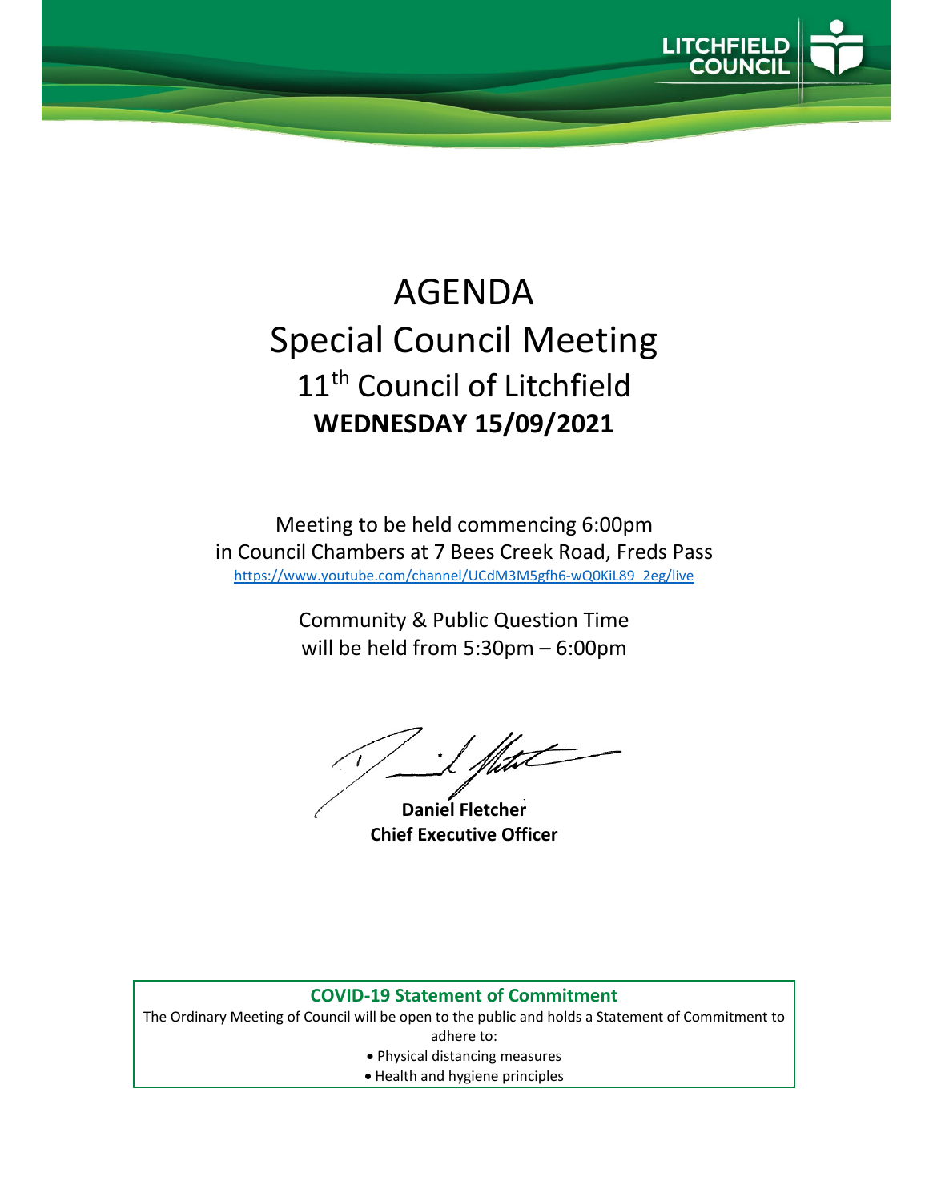LITCHFIELD COUNCIL

# AGENDA
# Special Council Meeting
## 11th Council of Litchfield
## WEDNESDAY 15/09/2021

Meeting to be held commencing 6:00pm
in Council Chambers at 7 Bees Creek Road, Freds Pass
https://www.youtube.com/channel/UCdM3M5gfh6-wQ0KiL89_2eg/live

Community & Public Question Time
will be held from 5:30pm – 6:00pm

**Daniel Fletcher**
**Chief Executive Officer**

**COVID-19 Statement of Commitment**

The Ordinary Meeting of Council will be open to the public and holds a Statement of Commitment to adhere to:

- Physical distancing measures
- Health and hygiene principles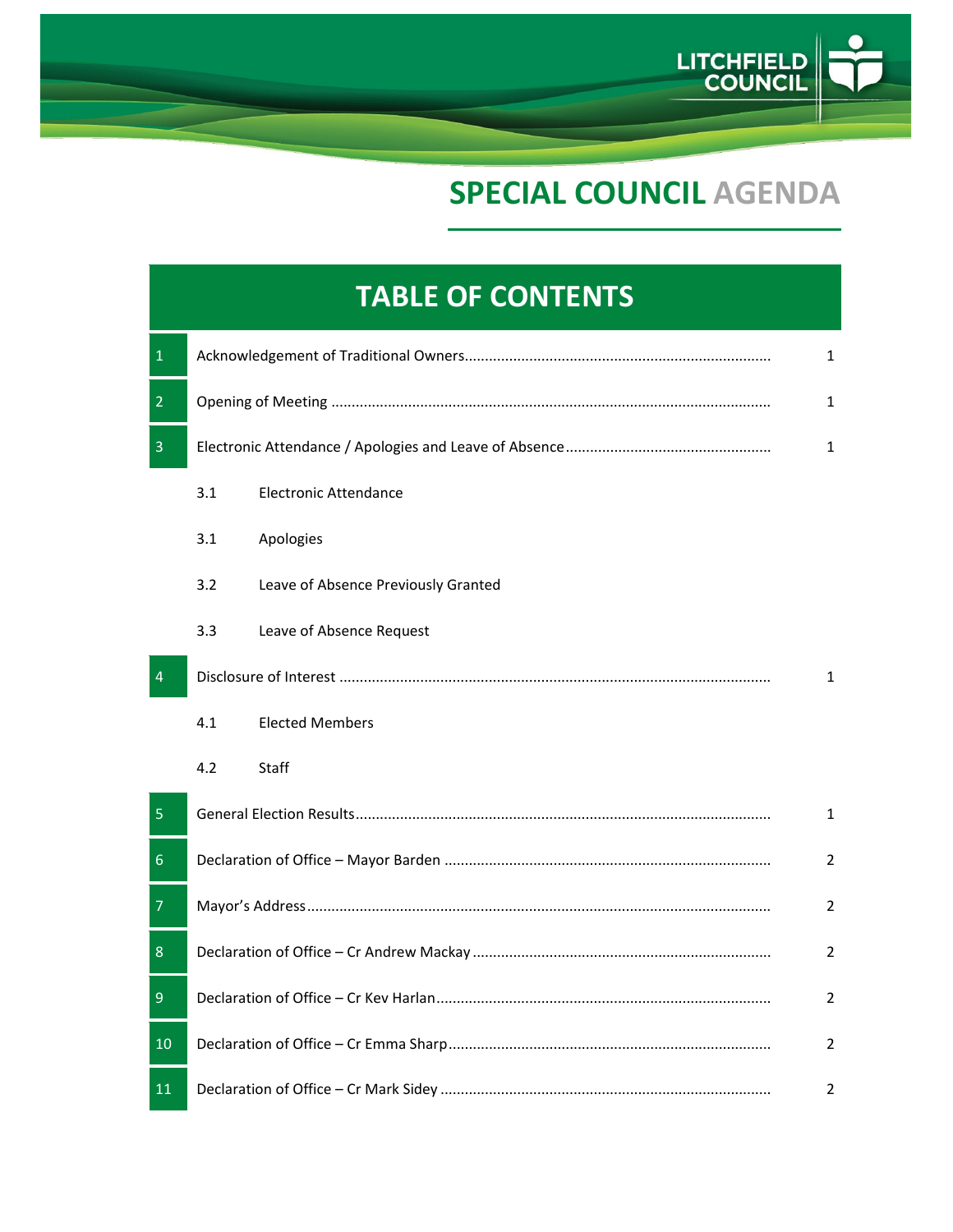# SPECIAL COUNCIL AGENDA

## TABLE OF CONTENTS

| | | |
|---|---|---|
| 1 | Acknowledgement of Traditional Owners | 1 |
| 2 | Opening of Meeting | 1 |
| 3 | Electronic Attendance / Apologies and Leave of Absence | 1 |
| | 3.1 Electronic Attendance | |
| | 3.1 Apologies | |
| | 3.2 Leave of Absence Previously Granted | |
| | 3.3 Leave of Absence Request | |
| 4 | Disclosure of Interest | 1 |
| | 4.1 Elected Members | |
| | 4.2 Staff | |
| 5 | General Election Results | 1 |
| 6 | Declaration of Office – Mayor Barden | 2 |
| 7 | Mayor's Address | 2 |
| 8 | Declaration of Office – Cr Andrew Mackay | 2 |
| 9 | Declaration of Office – Cr Kev Harlan | 2 |
| 10 | Declaration of Office – Cr Emma Sharp | 2 |
| 11 | Declaration of Office – Cr Mark Sidey | 2 |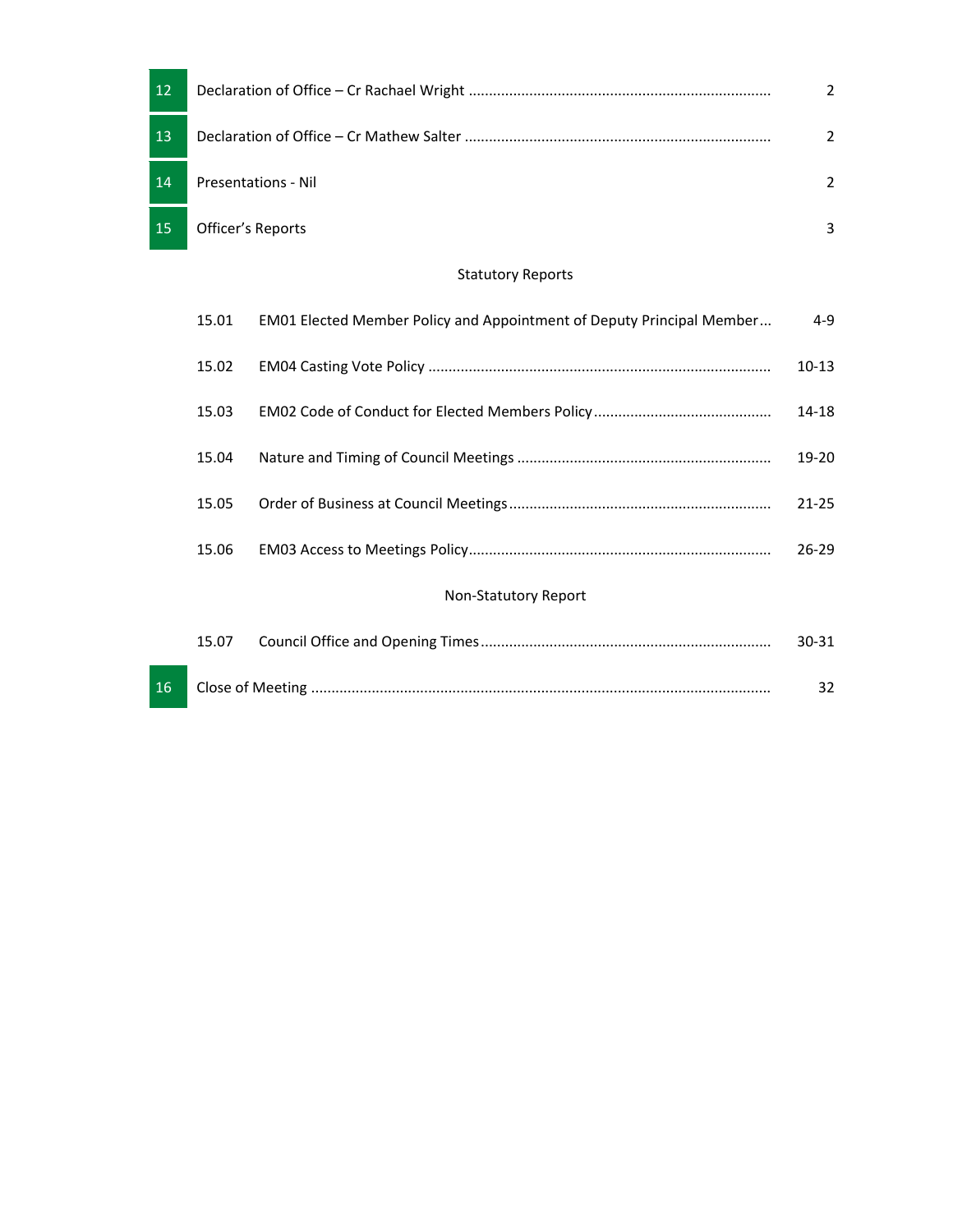| | | |
|---|---|---|
| 12 | Declaration of Office – Cr Rachael Wright | 2 |
| 13 | Declaration of Office – Cr Mathew Salter | 2 |
| 14 | Presentations - Nil | 2 |
| 15 | Officer's Reports | 3 |

Statutory Reports

| | | |
|---|---|---|
| 15.01 | EM01 Elected Member Policy and Appointment of Deputy Principal Member | 4-9 |
| 15.02 | EM04 Casting Vote Policy | 10-13 |
| 15.03 | EM02 Code of Conduct for Elected Members Policy | 14-18 |
| 15.04 | Nature and Timing of Council Meetings | 19-20 |
| 15.05 | Order of Business at Council Meetings | 21-25 |
| 15.06 | EM03 Access to Meetings Policy | 26-29 |

Non-Statutory Report

| | | |
|---|---|---|
| 15.07 | Council Office and Opening Times | 30-31 |
| 16 | Close of Meeting | 32 |